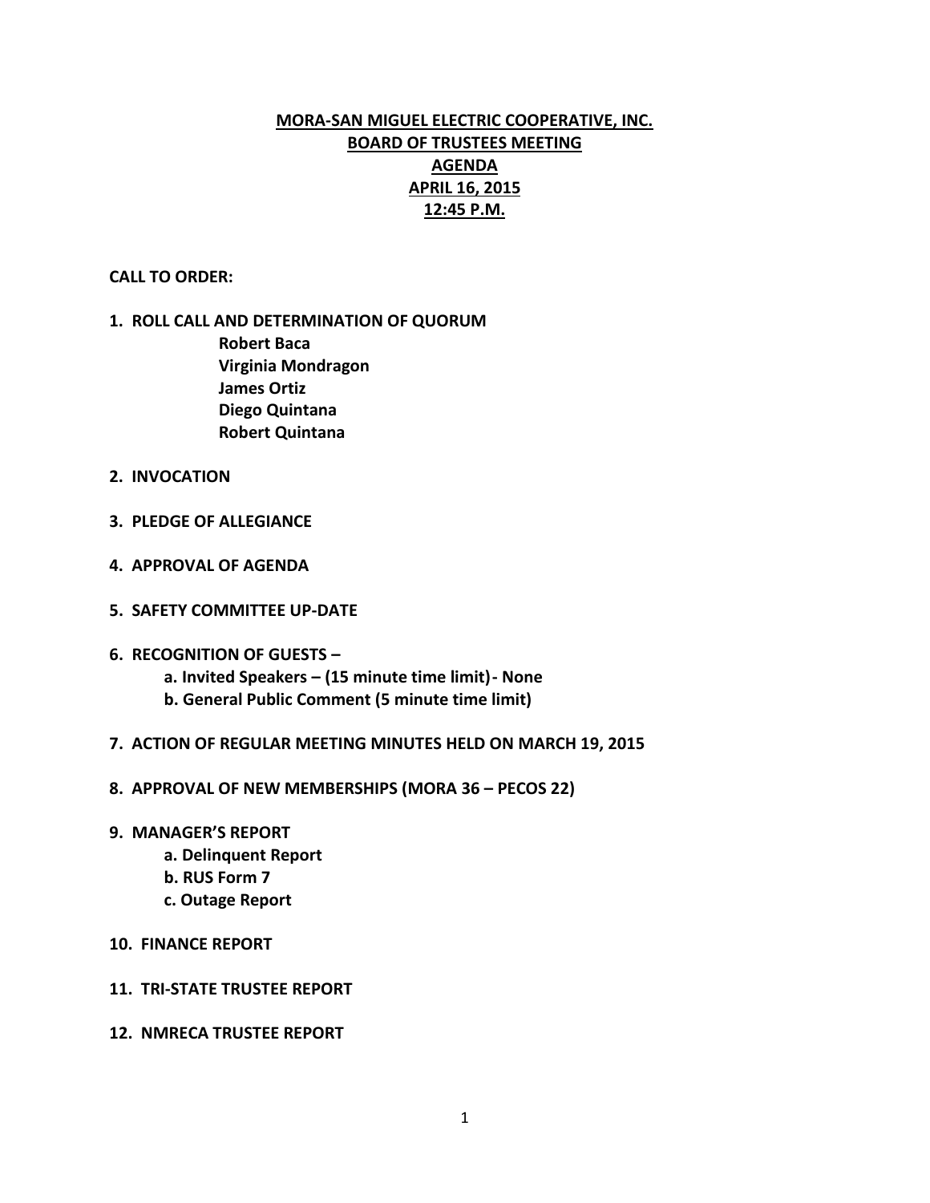# MORA-SAN MIGUEL ELECTRIC COOPERATIVE, INC.
## BOARD OF TRUSTEES MEETING
## AGENDA
## APRIL 16, 2015
## 12:45 P.M.

**CALL TO ORDER:**

1. **ROLL CALL AND DETERMINATION OF QUORUM**
   - **Robert Baca**
   - **Virginia Mondragon**
   - **James Ortiz**
   - **Diego Quintana**
   - **Robert Quintana**

2. **INVOCATION**

3. **PLEDGE OF ALLEGIANCE**

4. **APPROVAL OF AGENDA**

5. **SAFETY COMMITTEE UP-DATE**

6. **RECOGNITION OF GUESTS –**
   - **a. Invited Speakers – (15 minute time limit)- None**
   - **b. General Public Comment (5 minute time limit)**

7. **ACTION OF REGULAR MEETING MINUTES HELD ON MARCH 19, 2015**

8. **APPROVAL OF NEW MEMBERSHIPS (MORA 36 – PECOS 22)**

9. **MANAGER'S REPORT**
   - **a. Delinquent Report**
   - **b. RUS Form 7**
   - **c. Outage Report**

10. **FINANCE REPORT**

11. **TRI-STATE TRUSTEE REPORT**

12. **NMRECA TRUSTEE REPORT**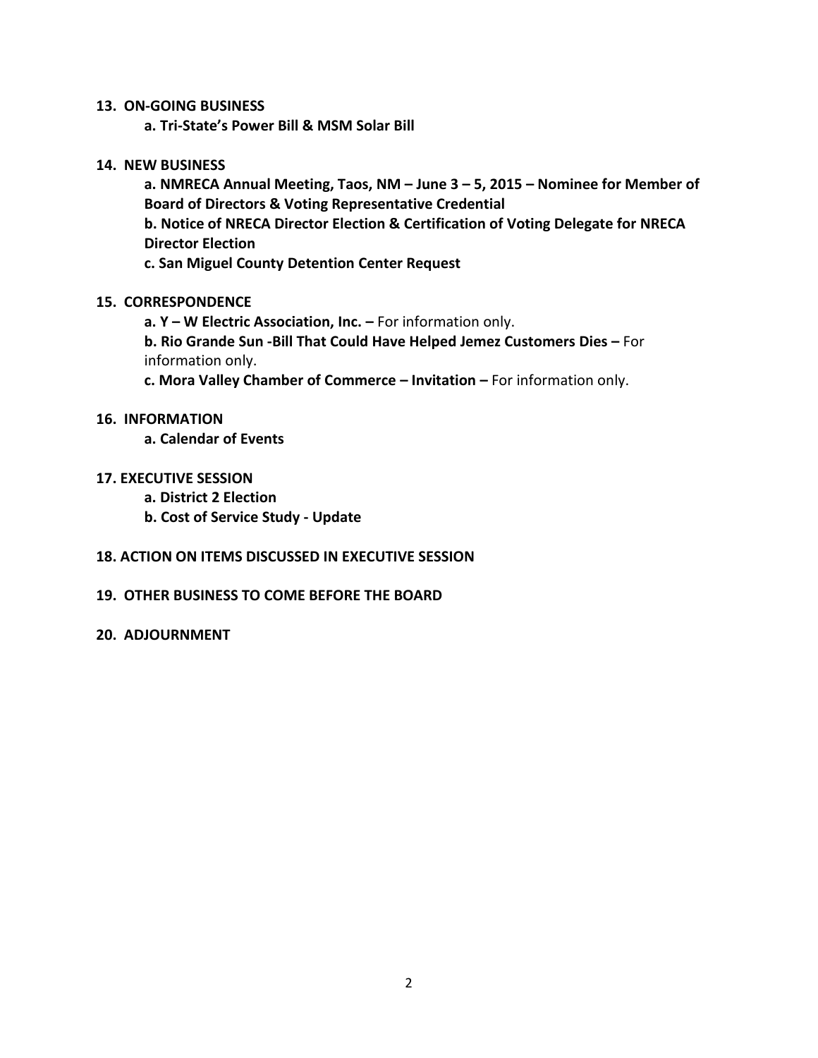**13. ON-GOING BUSINESS**

**a. Tri-State's Power Bill & MSM Solar Bill**

**14. NEW BUSINESS**

**a. NMRECA Annual Meeting, Taos, NM – June 3 – 5, 2015 – Nominee for Member of Board of Directors & Voting Representative Credential**

**b. Notice of NRECA Director Election & Certification of Voting Delegate for NRECA Director Election**

**c. San Miguel County Detention Center Request**

**15. CORRESPONDENCE**

**a. Y – W Electric Association, Inc. –** For information only.

**b. Rio Grande Sun -Bill That Could Have Helped Jemez Customers Dies –** For information only.

**c. Mora Valley Chamber of Commerce – Invitation –** For information only.

**16. INFORMATION**

**a. Calendar of Events**

**17. EXECUTIVE SESSION**

**a. District 2 Election**

**b. Cost of Service Study - Update**

**18. ACTION ON ITEMS DISCUSSED IN EXECUTIVE SESSION**

**19. OTHER BUSINESS TO COME BEFORE THE BOARD**

**20. ADJOURNMENT**